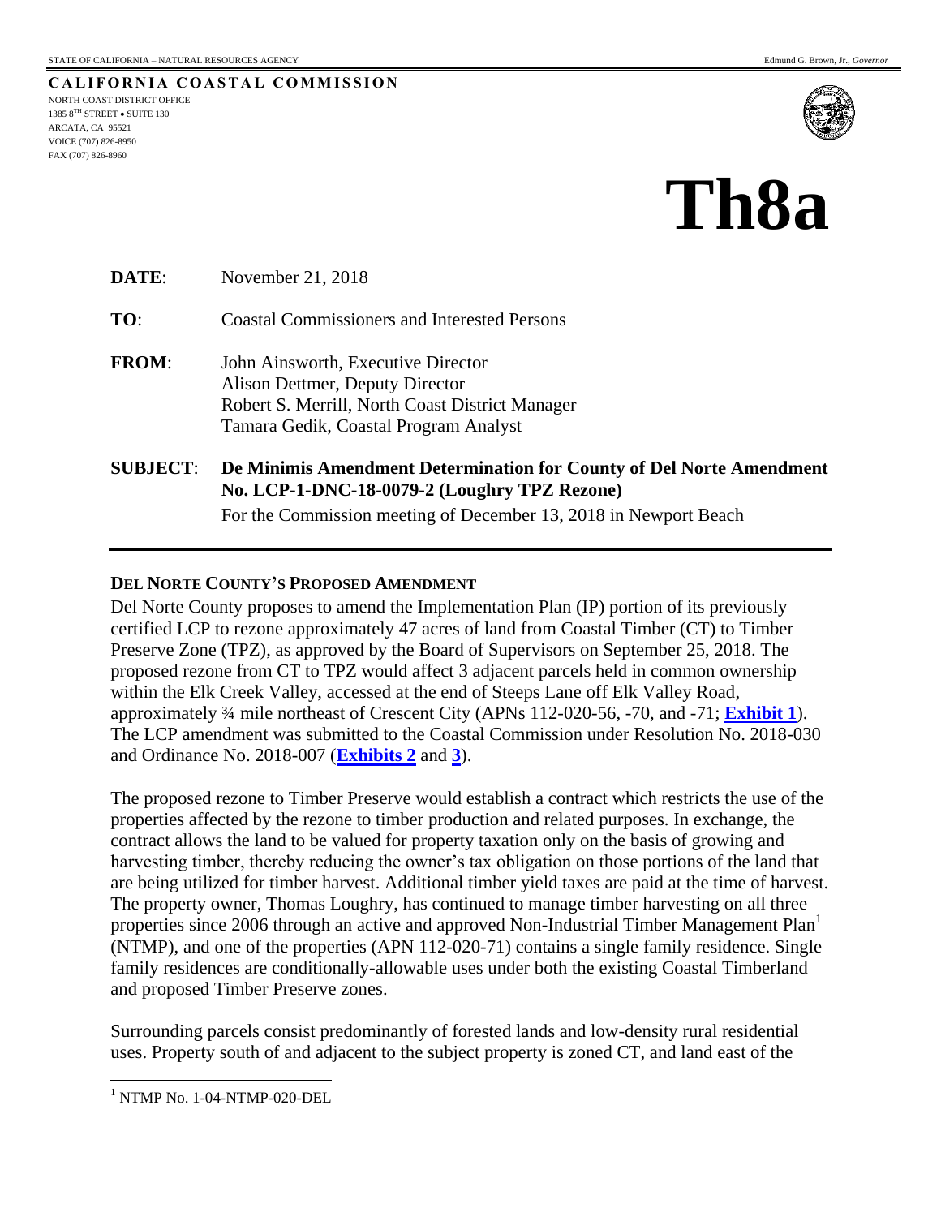STATE OF CALIFORNIA – NATURAL RESOURCES AGENCY Edmund G. Brown, Jr., *Governor*

**CALIFORNIA COASTAL COMMISSION**
NORTH COAST DISTRICT OFFICE
1385 8TH STREET • SUITE 130
ARCATA, CA 95521
VOICE (707) 826-8950
FAX (707) 826-8960

# Th8a

**DATE**: November 21, 2018

**TO**: Coastal Commissioners and Interested Persons

**FROM**: John Ainsworth, Executive Director
Alison Dettmer, Deputy Director
Robert S. Merrill, North Coast District Manager
Tamara Gedik, Coastal Program Analyst

**SUBJECT**: **De Minimis Amendment Determination for County of Del Norte Amendment No. LCP-1-DNC-18-0079-2 (Loughry TPZ Rezone)**
For the Commission meeting of December 13, 2018 in Newport Beach

---

**DEL NORTE COUNTY'S PROPOSED AMENDMENT**

Del Norte County proposes to amend the Implementation Plan (IP) portion of its previously certified LCP to rezone approximately 47 acres of land from Coastal Timber (CT) to Timber Preserve Zone (TPZ), as approved by the Board of Supervisors on September 25, 2018. The proposed rezone from CT to TPZ would affect 3 adjacent parcels held in common ownership within the Elk Creek Valley, accessed at the end of Steeps Lane off Elk Valley Road, approximately ¾ mile northeast of Crescent City (APNs 112-020-56, -70, and -71; **Exhibit 1**). The LCP amendment was submitted to the Coastal Commission under Resolution No. 2018-030 and Ordinance No. 2018-007 (**Exhibits 2** and **3**).

The proposed rezone to Timber Preserve would establish a contract which restricts the use of the properties affected by the rezone to timber production and related purposes. In exchange, the contract allows the land to be valued for property taxation only on the basis of growing and harvesting timber, thereby reducing the owner's tax obligation on those portions of the land that are being utilized for timber harvest. Additional timber yield taxes are paid at the time of harvest. The property owner, Thomas Loughry, has continued to manage timber harvesting on all three properties since 2006 through an active and approved Non-Industrial Timber Management Plan[1] (NTMP), and one of the properties (APN 112-020-71) contains a single family residence. Single family residences are conditionally-allowable uses under both the existing Coastal Timberland and proposed Timber Preserve zones.

Surrounding parcels consist predominantly of forested lands and low-density rural residential uses. Property south of and adjacent to the subject property is zoned CT, and land east of the

---

[1] NTMP No. 1-04-NTMP-020-DEL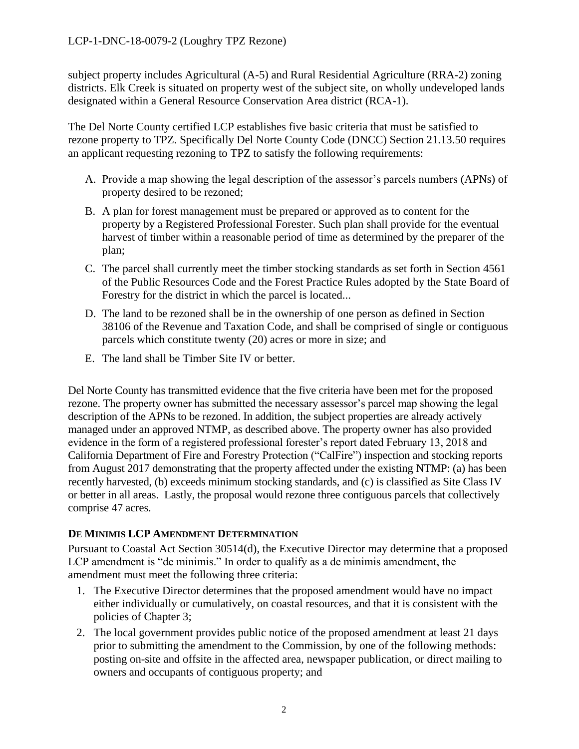subject property includes Agricultural (A-5) and Rural Residential Agriculture (RRA-2) zoning districts. Elk Creek is situated on property west of the subject site, on wholly undeveloped lands designated within a General Resource Conservation Area district (RCA-1).

The Del Norte County certified LCP establishes five basic criteria that must be satisfied to rezone property to TPZ. Specifically Del Norte County Code (DNCC) Section 21.13.50 requires an applicant requesting rezoning to TPZ to satisfy the following requirements:

A. Provide a map showing the legal description of the assessor's parcels numbers (APNs) of property desired to be rezoned;

B. A plan for forest management must be prepared or approved as to content for the property by a Registered Professional Forester. Such plan shall provide for the eventual harvest of timber within a reasonable period of time as determined by the preparer of the plan;

C. The parcel shall currently meet the timber stocking standards as set forth in Section 4561 of the Public Resources Code and the Forest Practice Rules adopted by the State Board of Forestry for the district in which the parcel is located...

D. The land to be rezoned shall be in the ownership of one person as defined in Section 38106 of the Revenue and Taxation Code, and shall be comprised of single or contiguous parcels which constitute twenty (20) acres or more in size; and

E. The land shall be Timber Site IV or better.

Del Norte County has transmitted evidence that the five criteria have been met for the proposed rezone. The property owner has submitted the necessary assessor's parcel map showing the legal description of the APNs to be rezoned. In addition, the subject properties are already actively managed under an approved NTMP, as described above. The property owner has also provided evidence in the form of a registered professional forester's report dated February 13, 2018 and California Department of Fire and Forestry Protection ("CalFire") inspection and stocking reports from August 2017 demonstrating that the property affected under the existing NTMP: (a) has been recently harvested, (b) exceeds minimum stocking standards, and (c) is classified as Site Class IV or better in all areas. Lastly, the proposal would rezone three contiguous parcels that collectively comprise 47 acres.

**DE MINIMIS LCP AMENDMENT DETERMINATION**

Pursuant to Coastal Act Section 30514(d), the Executive Director may determine that a proposed LCP amendment is "de minimis." In order to qualify as a de minimis amendment, the amendment must meet the following three criteria:

1. The Executive Director determines that the proposed amendment would have no impact either individually or cumulatively, on coastal resources, and that it is consistent with the policies of Chapter 3;
2. The local government provides public notice of the proposed amendment at least 21 days prior to submitting the amendment to the Commission, by one of the following methods: posting on-site and offsite in the affected area, newspaper publication, or direct mailing to owners and occupants of contiguous property; and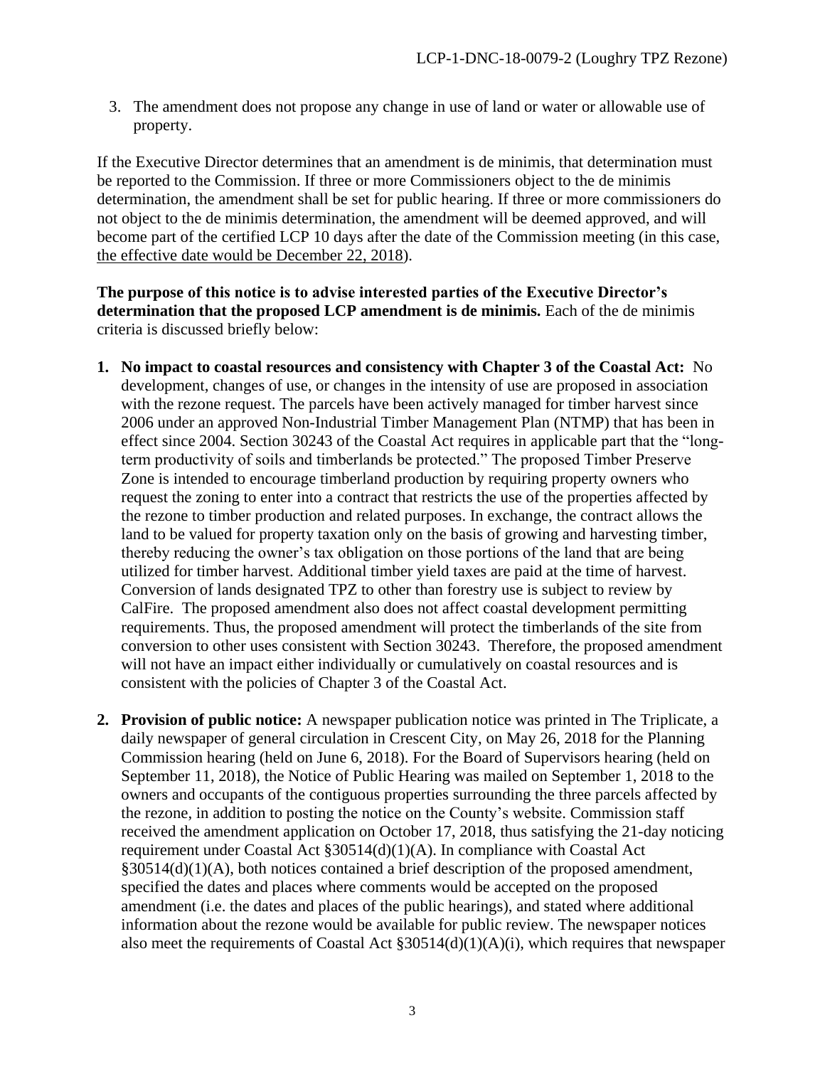3. The amendment does not propose any change in use of land or water or allowable use of property.

If the Executive Director determines that an amendment is de minimis, that determination must be reported to the Commission. If three or more Commissioners object to the de minimis determination, the amendment shall be set for public hearing. If three or more commissioners do not object to the de minimis determination, the amendment will be deemed approved, and will become part of the certified LCP 10 days after the date of the Commission meeting (in this case, the effective date would be December 22, 2018).

**The purpose of this notice is to advise interested parties of the Executive Director's determination that the proposed LCP amendment is de minimis.** Each of the de minimis criteria is discussed briefly below:

1. **No impact to coastal resources and consistency with Chapter 3 of the Coastal Act:** No development, changes of use, or changes in the intensity of use are proposed in association with the rezone request. The parcels have been actively managed for timber harvest since 2006 under an approved Non-Industrial Timber Management Plan (NTMP) that has been in effect since 2004. Section 30243 of the Coastal Act requires in applicable part that the "long-term productivity of soils and timberlands be protected." The proposed Timber Preserve Zone is intended to encourage timberland production by requiring property owners who request the zoning to enter into a contract that restricts the use of the properties affected by the rezone to timber production and related purposes. In exchange, the contract allows the land to be valued for property taxation only on the basis of growing and harvesting timber, thereby reducing the owner's tax obligation on those portions of the land that are being utilized for timber harvest. Additional timber yield taxes are paid at the time of harvest. Conversion of lands designated TPZ to other than forestry use is subject to review by CalFire. The proposed amendment also does not affect coastal development permitting requirements. Thus, the proposed amendment will protect the timberlands of the site from conversion to other uses consistent with Section 30243. Therefore, the proposed amendment will not have an impact either individually or cumulatively on coastal resources and is consistent with the policies of Chapter 3 of the Coastal Act.

2. **Provision of public notice:** A newspaper publication notice was printed in The Triplicate, a daily newspaper of general circulation in Crescent City, on May 26, 2018 for the Planning Commission hearing (held on June 6, 2018). For the Board of Supervisors hearing (held on September 11, 2018), the Notice of Public Hearing was mailed on September 1, 2018 to the owners and occupants of the contiguous properties surrounding the three parcels affected by the rezone, in addition to posting the notice on the County's website. Commission staff received the amendment application on October 17, 2018, thus satisfying the 21-day noticing requirement under Coastal Act §30514(d)(1)(A). In compliance with Coastal Act §30514(d)(1)(A), both notices contained a brief description of the proposed amendment, specified the dates and places where comments would be accepted on the proposed amendment (i.e. the dates and places of the public hearings), and stated where additional information about the rezone would be available for public review. The newspaper notices also meet the requirements of Coastal Act §30514(d)(1)(A)(i), which requires that newspaper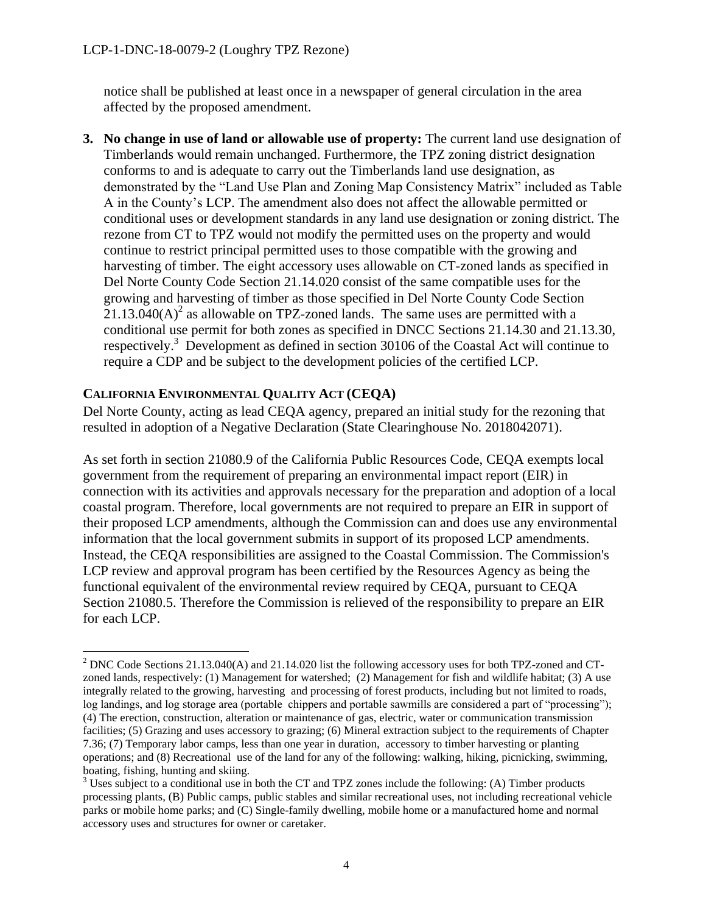notice shall be published at least once in a newspaper of general circulation in the area affected by the proposed amendment.

3. **No change in use of land or allowable use of property:** The current land use designation of Timberlands would remain unchanged. Furthermore, the TPZ zoning district designation conforms to and is adequate to carry out the Timberlands land use designation, as demonstrated by the "Land Use Plan and Zoning Map Consistency Matrix" included as Table A in the County's LCP. The amendment also does not affect the allowable permitted or conditional uses or development standards in any land use designation or zoning district. The rezone from CT to TPZ would not modify the permitted uses on the property and would continue to restrict principal permitted uses to those compatible with the growing and harvesting of timber. The eight accessory uses allowable on CT-zoned lands as specified in Del Norte County Code Section 21.14.020 consist of the same compatible uses for the growing and harvesting of timber as those specified in Del Norte County Code Section 21.13.040(A)[2] as allowable on TPZ-zoned lands. The same uses are permitted with a conditional use permit for both zones as specified in DNCC Sections 21.14.30 and 21.13.30, respectively.[3] Development as defined in section 30106 of the Coastal Act will continue to require a CDP and be subject to the development policies of the certified LCP.

### CALIFORNIA ENVIRONMENTAL QUALITY ACT (CEQA)

Del Norte County, acting as lead CEQA agency, prepared an initial study for the rezoning that resulted in adoption of a Negative Declaration (State Clearinghouse No. 2018042071).

As set forth in section 21080.9 of the California Public Resources Code, CEQA exempts local government from the requirement of preparing an environmental impact report (EIR) in connection with its activities and approvals necessary for the preparation and adoption of a local coastal program. Therefore, local governments are not required to prepare an EIR in support of their proposed LCP amendments, although the Commission can and does use any environmental information that the local government submits in support of its proposed LCP amendments. Instead, the CEQA responsibilities are assigned to the Coastal Commission. The Commission's LCP review and approval program has been certified by the Resources Agency as being the functional equivalent of the environmental review required by CEQA, pursuant to CEQA Section 21080.5. Therefore the Commission is relieved of the responsibility to prepare an EIR for each LCP.

---

[2] DNC Code Sections 21.13.040(A) and 21.14.020 list the following accessory uses for both TPZ-zoned and CT-zoned lands, respectively: (1) Management for watershed; (2) Management for fish and wildlife habitat; (3) A use integrally related to the growing, harvesting and processing of forest products, including but not limited to roads, log landings, and log storage area (portable chippers and portable sawmills are considered a part of "processing"); (4) The erection, construction, alteration or maintenance of gas, electric, water or communication transmission facilities; (5) Grazing and uses accessory to grazing; (6) Mineral extraction subject to the requirements of Chapter 7.36; (7) Temporary labor camps, less than one year in duration, accessory to timber harvesting or planting operations; and (8) Recreational use of the land for any of the following: walking, hiking, picnicking, swimming, boating, fishing, hunting and skiing.

[3] Uses subject to a conditional use in both the CT and TPZ zones include the following: (A) Timber products processing plants, (B) Public camps, public stables and similar recreational uses, not including recreational vehicle parks or mobile home parks; and (C) Single-family dwelling, mobile home or a manufactured home and normal accessory uses and structures for owner or caretaker.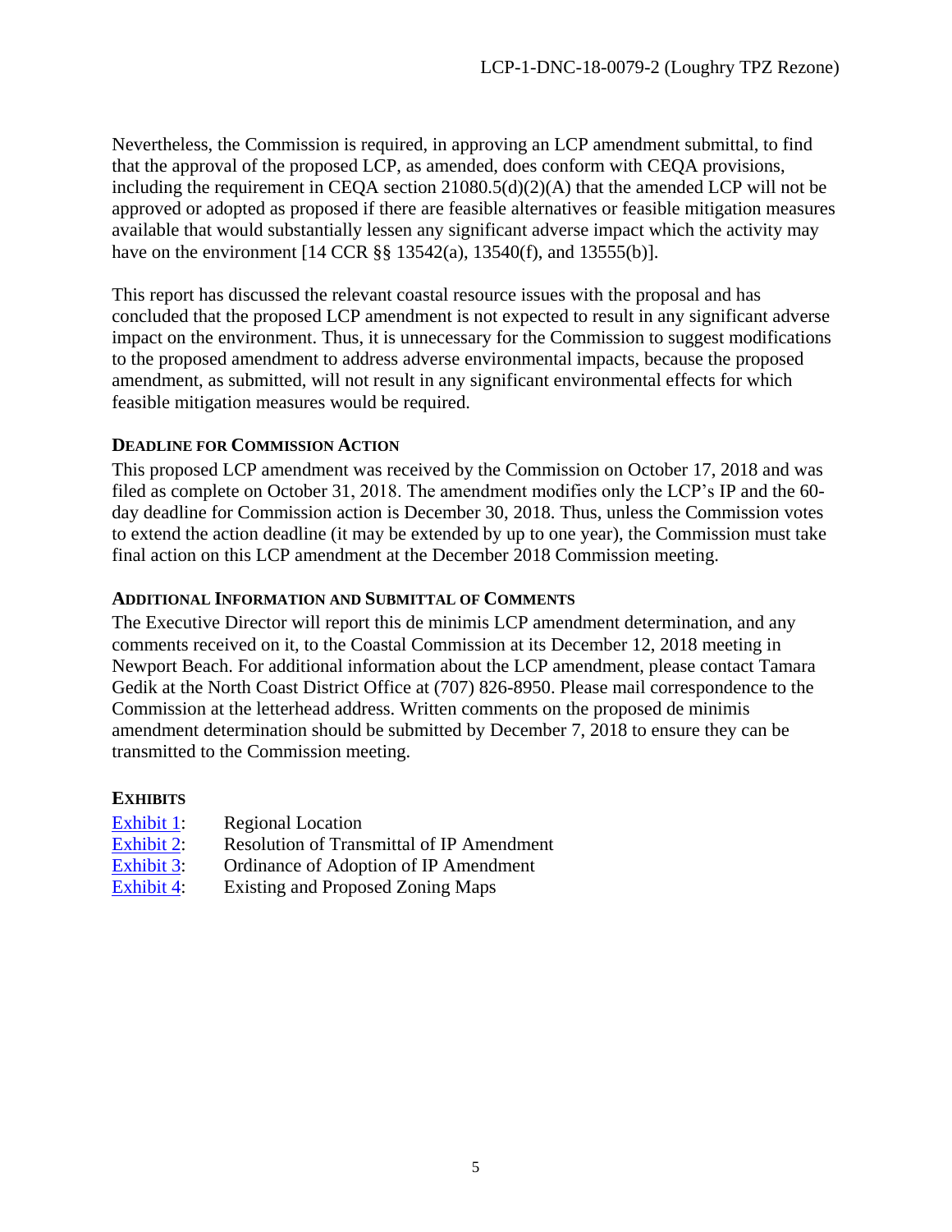Nevertheless, the Commission is required, in approving an LCP amendment submittal, to find that the approval of the proposed LCP, as amended, does conform with CEQA provisions, including the requirement in CEQA section 21080.5(d)(2)(A) that the amended LCP will not be approved or adopted as proposed if there are feasible alternatives or feasible mitigation measures available that would substantially lessen any significant adverse impact which the activity may have on the environment [14 CCR §§ 13542(a), 13540(f), and 13555(b)].

This report has discussed the relevant coastal resource issues with the proposal and has concluded that the proposed LCP amendment is not expected to result in any significant adverse impact on the environment. Thus, it is unnecessary for the Commission to suggest modifications to the proposed amendment to address adverse environmental impacts, because the proposed amendment, as submitted, will not result in any significant environmental effects for which feasible mitigation measures would be required.

#### DEADLINE FOR COMMISSION ACTION

This proposed LCP amendment was received by the Commission on October 17, 2018 and was filed as complete on October 31, 2018. The amendment modifies only the LCP's IP and the 60-day deadline for Commission action is December 30, 2018. Thus, unless the Commission votes to extend the action deadline (it may be extended by up to one year), the Commission must take final action on this LCP amendment at the December 2018 Commission meeting.

#### ADDITIONAL INFORMATION AND SUBMITTAL OF COMMENTS

The Executive Director will report this de minimis LCP amendment determination, and any comments received on it, to the Coastal Commission at its December 12, 2018 meeting in Newport Beach. For additional information about the LCP amendment, please contact Tamara Gedik at the North Coast District Office at (707) 826-8950. Please mail correspondence to the Commission at the letterhead address. Written comments on the proposed de minimis amendment determination should be submitted by December 7, 2018 to ensure they can be transmitted to the Commission meeting.

#### EXHIBITS

Exhibit 1: Regional Location
Exhibit 2: Resolution of Transmittal of IP Amendment
Exhibit 3: Ordinance of Adoption of IP Amendment
Exhibit 4: Existing and Proposed Zoning Maps